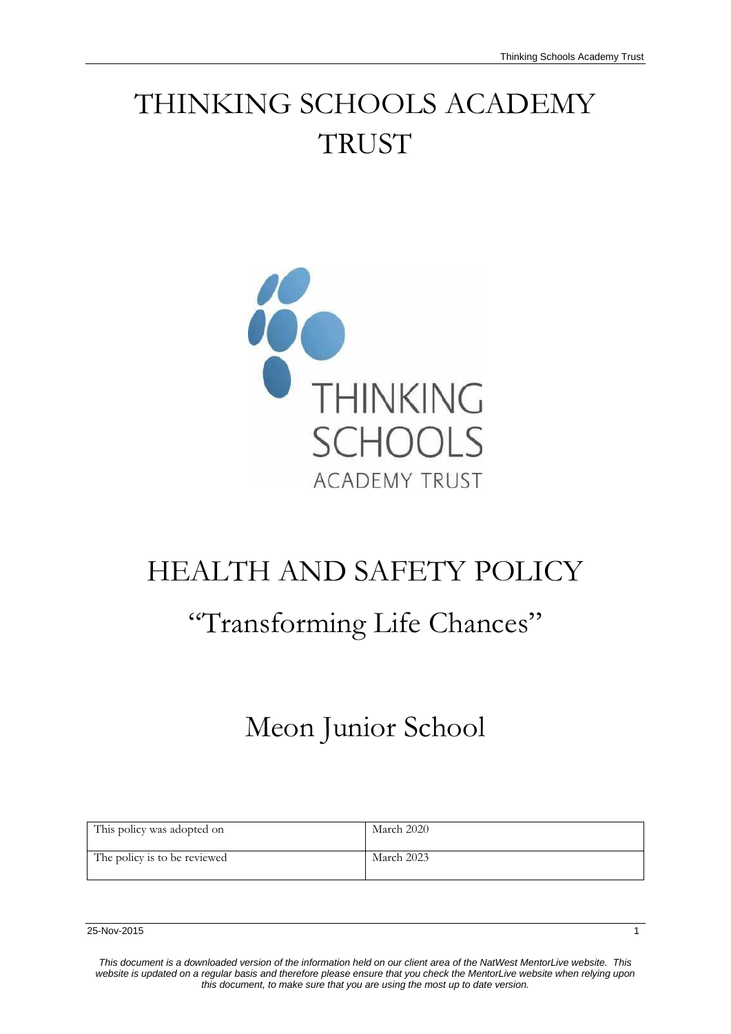# THINKING SCHOOLS ACADEMY TRUST

# HEALTH AND SAFETY POLICY

## "Transforming Life Chances"

## Meon Junior School

| This policy was adopted on | March 2020 |
|---|---|
| The policy is to be reviewed | March 2023 |

*This document is a downloaded version of the information held on our client area of the NatWest MentorLive website. This website is updated on a regular basis and therefore please ensure that you check the MentorLive website when relying upon this document, to make sure that you are using the most up to date version.*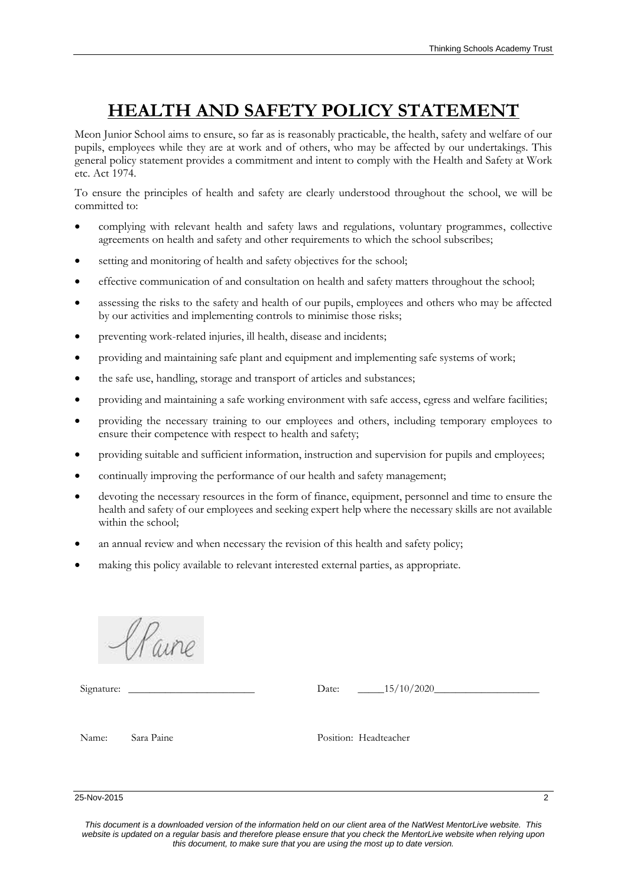# HEALTH AND SAFETY POLICY STATEMENT

Meon Junior School aims to ensure, so far as is reasonably practicable, the health, safety and welfare of our pupils, employees while they are at work and of others, who may be affected by our undertakings. This general policy statement provides a commitment and intent to comply with the Health and Safety at Work etc. Act 1974.

To ensure the principles of health and safety are clearly understood throughout the school, we will be committed to:

- complying with relevant health and safety laws and regulations, voluntary programmes, collective agreements on health and safety and other requirements to which the school subscribes;
- setting and monitoring of health and safety objectives for the school;
- effective communication of and consultation on health and safety matters throughout the school;
- assessing the risks to the safety and health of our pupils, employees and others who may be affected by our activities and implementing controls to minimise those risks;
- preventing work-related injuries, ill health, disease and incidents;
- providing and maintaining safe plant and equipment and implementing safe systems of work;
- the safe use, handling, storage and transport of articles and substances;
- providing and maintaining a safe working environment with safe access, egress and welfare facilities;
- providing the necessary training to our employees and others, including temporary employees to ensure their competence with respect to health and safety;
- providing suitable and sufficient information, instruction and supervision for pupils and employees;
- continually improving the performance of our health and safety management;
- devoting the necessary resources in the form of finance, equipment, personnel and time to ensure the health and safety of our employees and seeking expert help where the necessary skills are not available within the school;
- an annual review and when necessary the revision of this health and safety policy;
- making this policy available to relevant interested external parties, as appropriate.

Signature: SPaine    Date: 15/10/2020

Name: Sara Paine    Position: Headteacher

25-Nov-2015

*This document is a downloaded version of the information held on our client area of the NatWest MentorLive website. This website is updated on a regular basis and therefore please ensure that you check the MentorLive website when relying upon this document, to make sure that you are using the most up to date version.*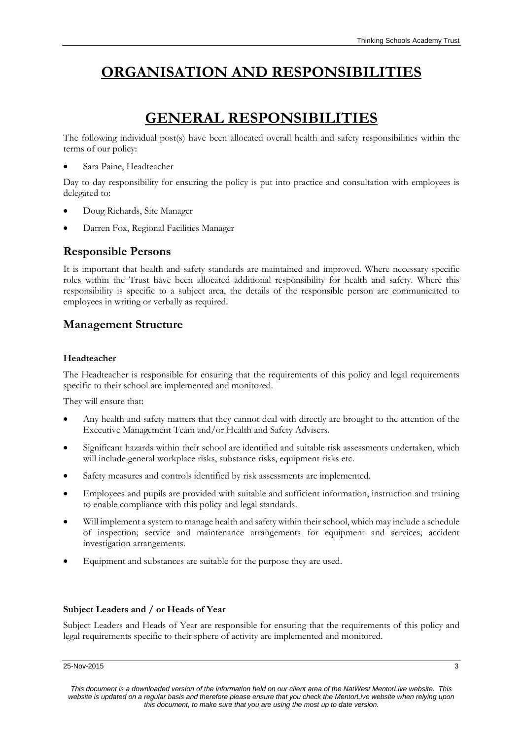# ORGANISATION AND RESPONSIBILITIES

# GENERAL RESPONSIBILITIES

The following individual post(s) have been allocated overall health and safety responsibilities within the terms of our policy:

- Sara Paine, Headteacher

Day to day responsibility for ensuring the policy is put into practice and consultation with employees is delegated to:

- Doug Richards, Site Manager
- Darren Fox, Regional Facilities Manager

## Responsible Persons

It is important that health and safety standards are maintained and improved. Where necessary specific roles within the Trust have been allocated additional responsibility for health and safety. Where this responsibility is specific to a subject area, the details of the responsible person are communicated to employees in writing or verbally as required.

## Management Structure

### Headteacher

The Headteacher is responsible for ensuring that the requirements of this policy and legal requirements specific to their school are implemented and monitored.

They will ensure that:

- Any health and safety matters that they cannot deal with directly are brought to the attention of the Executive Management Team and/or Health and Safety Advisers.
- Significant hazards within their school are identified and suitable risk assessments undertaken, which will include general workplace risks, substance risks, equipment risks etc.
- Safety measures and controls identified by risk assessments are implemented.
- Employees and pupils are provided with suitable and sufficient information, instruction and training to enable compliance with this policy and legal standards.
- Will implement a system to manage health and safety within their school, which may include a schedule of inspection; service and maintenance arrangements for equipment and services; accident investigation arrangements.
- Equipment and substances are suitable for the purpose they are used.

### Subject Leaders and / or Heads of Year

Subject Leaders and Heads of Year are responsible for ensuring that the requirements of this policy and legal requirements specific to their sphere of activity are implemented and monitored.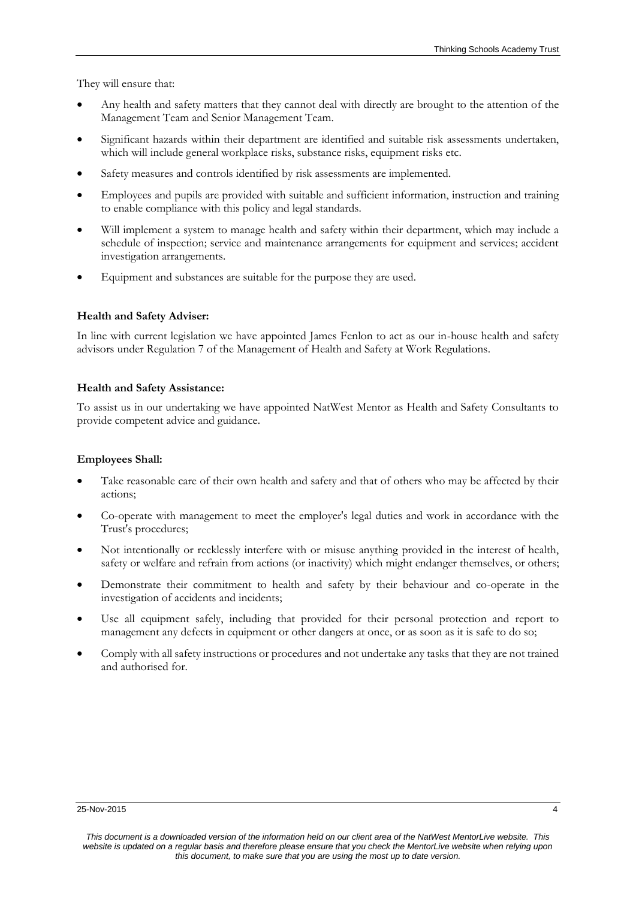They will ensure that:

- Any health and safety matters that they cannot deal with directly are brought to the attention of the Management Team and Senior Management Team.
- Significant hazards within their department are identified and suitable risk assessments undertaken, which will include general workplace risks, substance risks, equipment risks etc.
- Safety measures and controls identified by risk assessments are implemented.
- Employees and pupils are provided with suitable and sufficient information, instruction and training to enable compliance with this policy and legal standards.
- Will implement a system to manage health and safety within their department, which may include a schedule of inspection; service and maintenance arrangements for equipment and services; accident investigation arrangements.
- Equipment and substances are suitable for the purpose they are used.

**Health and Safety Adviser:**

In line with current legislation we have appointed James Fenlon to act as our in-house health and safety advisors under Regulation 7 of the Management of Health and Safety at Work Regulations.

**Health and Safety Assistance:**

To assist us in our undertaking we have appointed NatWest Mentor as Health and Safety Consultants to provide competent advice and guidance.

**Employees Shall:**

- Take reasonable care of their own health and safety and that of others who may be affected by their actions;
- Co-operate with management to meet the employer's legal duties and work in accordance with the Trust's procedures;
- Not intentionally or recklessly interfere with or misuse anything provided in the interest of health, safety or welfare and refrain from actions (or inactivity) which might endanger themselves, or others;
- Demonstrate their commitment to health and safety by their behaviour and co-operate in the investigation of accidents and incidents;
- Use all equipment safely, including that provided for their personal protection and report to management any defects in equipment or other dangers at once, or as soon as it is safe to do so;
- Comply with all safety instructions or procedures and not undertake any tasks that they are not trained and authorised for.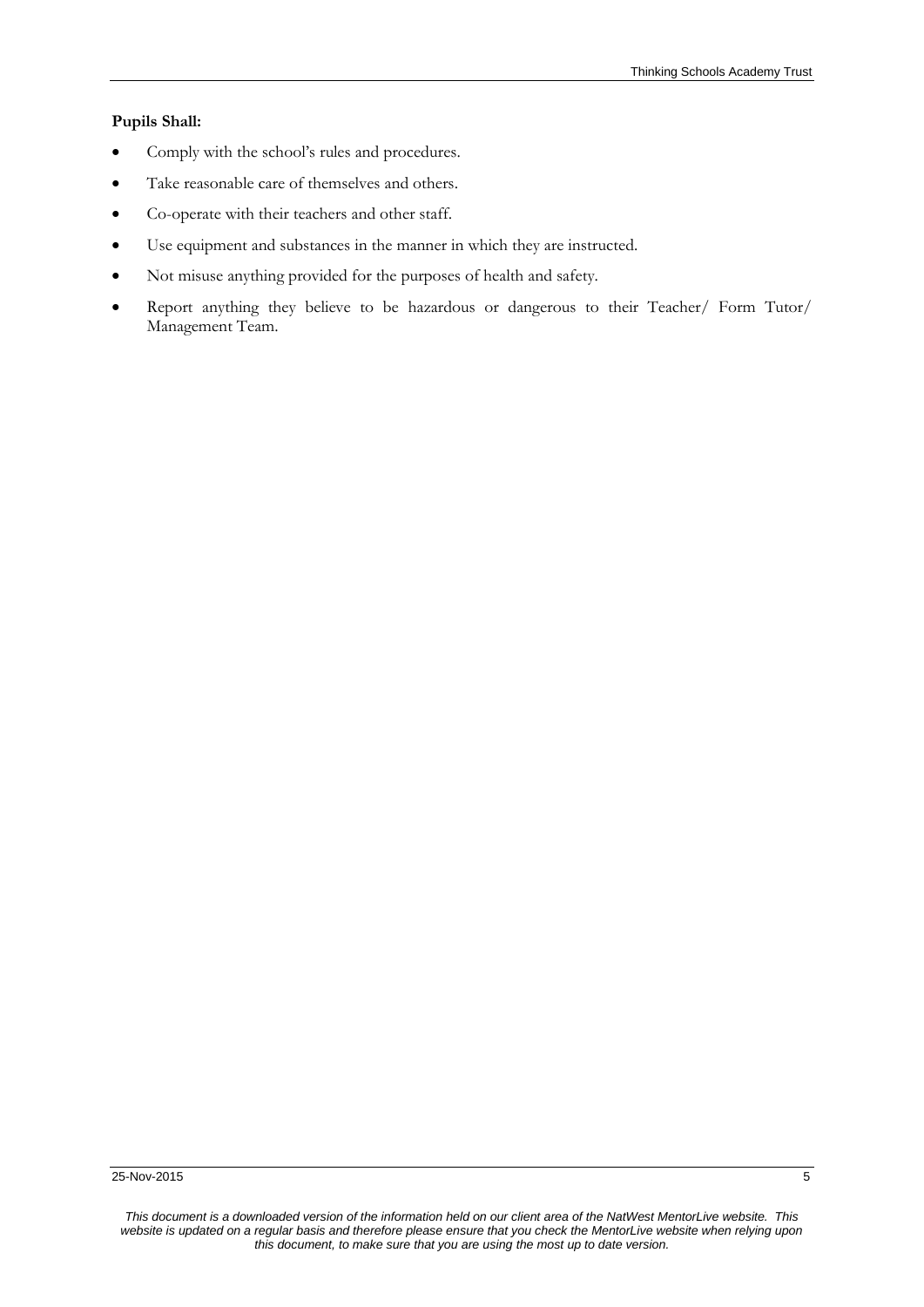**Pupils Shall:**

- Comply with the school's rules and procedures.
- Take reasonable care of themselves and others.
- Co-operate with their teachers and other staff.
- Use equipment and substances in the manner in which they are instructed.
- Not misuse anything provided for the purposes of health and safety.
- Report anything they believe to be hazardous or dangerous to their Teacher/ Form Tutor/ Management Team.